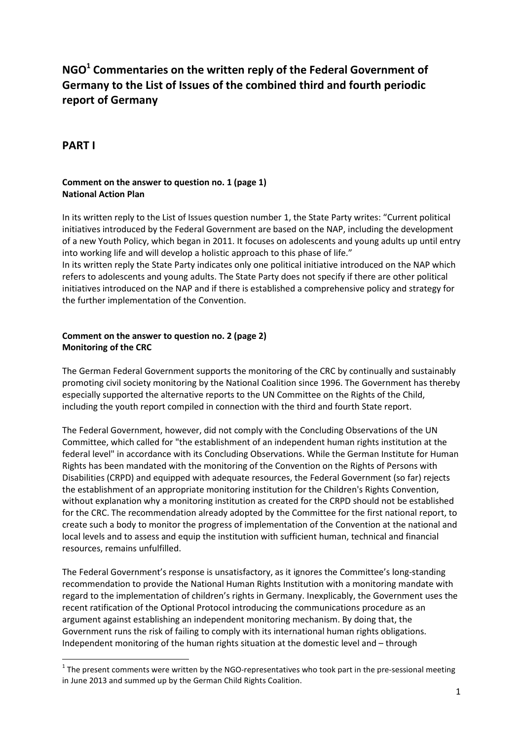# NGO[1] Commentaries on the written reply of the Federal Government of Germany to the List of Issues of the combined third and fourth periodic report of Germany

## PART I

**Comment on the answer to question no. 1 (page 1)**
**National Action Plan**

In its written reply to the List of Issues question number 1, the State Party writes: "Current political initiatives introduced by the Federal Government are based on the NAP, including the development of a new Youth Policy, which began in 2011. It focuses on adolescents and young adults up until entry into working life and will develop a holistic approach to this phase of life."

In its written reply the State Party indicates only one political initiative introduced on the NAP which refers to adolescents and young adults. The State Party does not specify if there are other political initiatives introduced on the NAP and if there is established a comprehensive policy and strategy for the further implementation of the Convention.

**Comment on the answer to question no. 2 (page 2)**
**Monitoring of the CRC**

The German Federal Government supports the monitoring of the CRC by continually and sustainably promoting civil society monitoring by the National Coalition since 1996. The Government has thereby especially supported the alternative reports to the UN Committee on the Rights of the Child, including the youth report compiled in connection with the third and fourth State report.

The Federal Government, however, did not comply with the Concluding Observations of the UN Committee, which called for "the establishment of an independent human rights institution at the federal level" in accordance with its Concluding Observations. While the German Institute for Human Rights has been mandated with the monitoring of the Convention on the Rights of Persons with Disabilities (CRPD) and equipped with adequate resources, the Federal Government (so far) rejects the establishment of an appropriate monitoring institution for the Children's Rights Convention, without explanation why a monitoring institution as created for the CRPD should not be established for the CRC. The recommendation already adopted by the Committee for the first national report, to create such a body to monitor the progress of implementation of the Convention at the national and local levels and to assess and equip the institution with sufficient human, technical and financial resources, remains unfulfilled.

The Federal Government's response is unsatisfactory, as it ignores the Committee's long-standing recommendation to provide the National Human Rights Institution with a monitoring mandate with regard to the implementation of children's rights in Germany. Inexplicably, the Government uses the recent ratification of the Optional Protocol introducing the communications procedure as an argument against establishing an independent monitoring mechanism. By doing that, the Government runs the risk of failing to comply with its international human rights obligations. Independent monitoring of the human rights situation at the domestic level and – through

[1] The present comments were written by the NGO-representatives who took part in the pre-sessional meeting in June 2013 and summed up by the German Child Rights Coalition.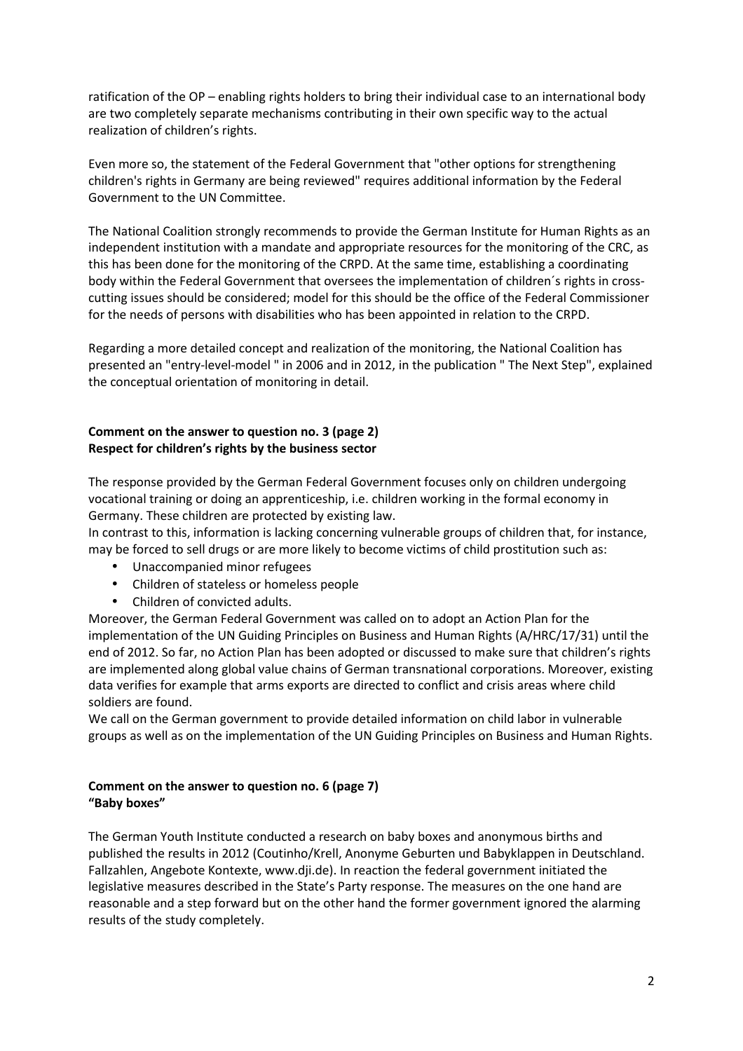ratification of the OP – enabling rights holders to bring their individual case to an international body are two completely separate mechanisms contributing in their own specific way to the actual realization of children's rights.

Even more so, the statement of the Federal Government that "other options for strengthening children's rights in Germany are being reviewed" requires additional information by the Federal Government to the UN Committee.

The National Coalition strongly recommends to provide the German Institute for Human Rights as an independent institution with a mandate and appropriate resources for the monitoring of the CRC, as this has been done for the monitoring of the CRPD. At the same time, establishing a coordinating body within the Federal Government that oversees the implementation of children´s rights in cross-cutting issues should be considered; model for this should be the office of the Federal Commissioner for the needs of persons with disabilities who has been appointed in relation to the CRPD.

Regarding a more detailed concept and realization of the monitoring, the National Coalition has presented an "entry-level-model " in 2006 and in 2012, in the publication " The Next Step", explained the conceptual orientation of monitoring in detail.

**Comment on the answer to question no. 3 (page 2)**
**Respect for children's rights by the business sector**

The response provided by the German Federal Government focuses only on children undergoing vocational training or doing an apprenticeship, i.e. children working in the formal economy in Germany. These children are protected by existing law.
In contrast to this, information is lacking concerning vulnerable groups of children that, for instance, may be forced to sell drugs or are more likely to become victims of child prostitution such as:

- Unaccompanied minor refugees
- Children of stateless or homeless people
- Children of convicted adults.

Moreover, the German Federal Government was called on to adopt an Action Plan for the implementation of the UN Guiding Principles on Business and Human Rights (A/HRC/17/31) until the end of 2012. So far, no Action Plan has been adopted or discussed to make sure that children's rights are implemented along global value chains of German transnational corporations. Moreover, existing data verifies for example that arms exports are directed to conflict and crisis areas where child soldiers are found.
We call on the German government to provide detailed information on child labor in vulnerable groups as well as on the implementation of the UN Guiding Principles on Business and Human Rights.

**Comment on the answer to question no. 6 (page 7)**
**"Baby boxes"**

The German Youth Institute conducted a research on baby boxes and anonymous births and published the results in 2012 (Coutinho/Krell, Anonyme Geburten und Babyklappen in Deutschland. Fallzahlen, Angebote Kontexte, www.dji.de). In reaction the federal government initiated the legislative measures described in the State's Party response. The measures on the one hand are reasonable and a step forward but on the other hand the former government ignored the alarming results of the study completely.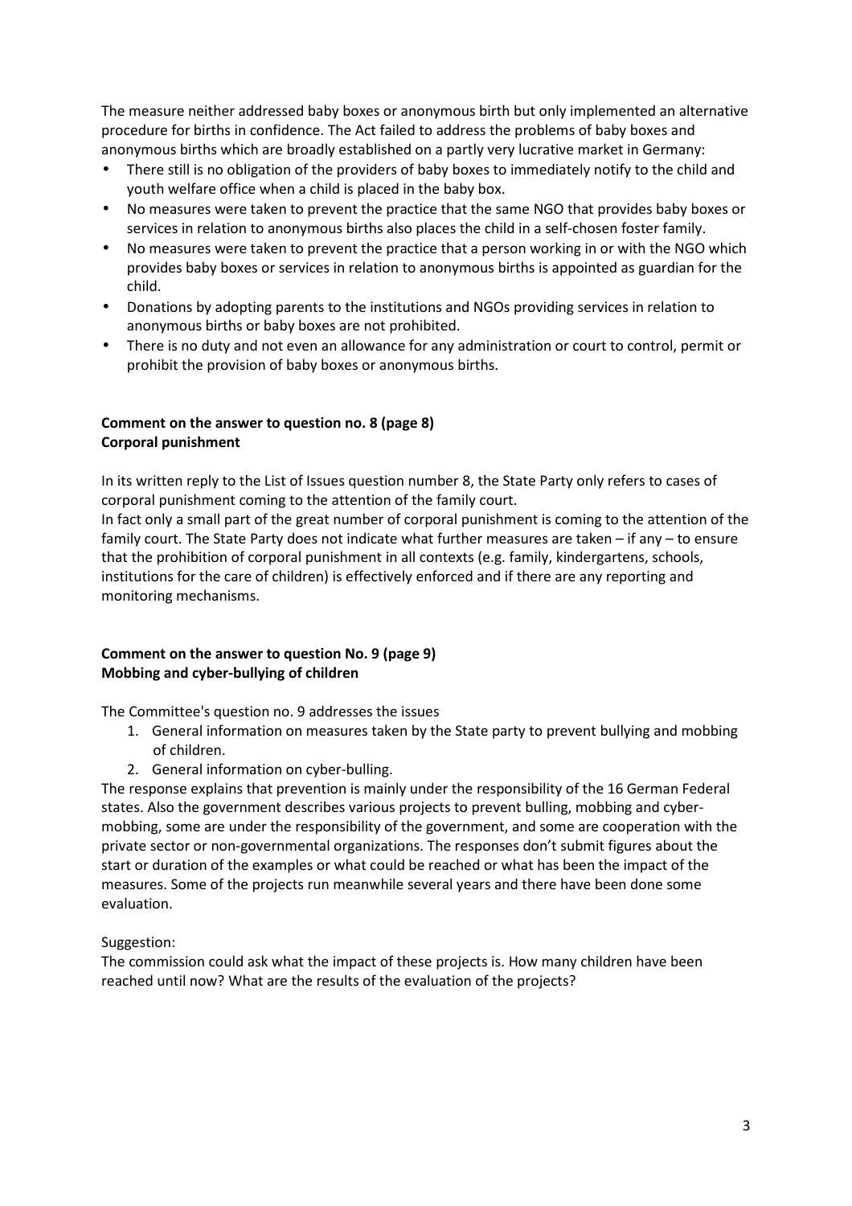The measure neither addressed baby boxes or anonymous birth but only implemented an alternative procedure for births in confidence. The Act failed to address the problems of baby boxes and anonymous births which are broadly established on a partly very lucrative market in Germany:

- There still is no obligation of the providers of baby boxes to immediately notify to the child and youth welfare office when a child is placed in the baby box.
- No measures were taken to prevent the practice that the same NGO that provides baby boxes or services in relation to anonymous births also places the child in a self-chosen foster family.
- No measures were taken to prevent the practice that a person working in or with the NGO which provides baby boxes or services in relation to anonymous births is appointed as guardian for the child.
- Donations by adopting parents to the institutions and NGOs providing services in relation to anonymous births or baby boxes are not prohibited.
- There is no duty and not even an allowance for any administration or court to control, permit or prohibit the provision of baby boxes or anonymous births.

**Comment on the answer to question no. 8 (page 8)**
**Corporal punishment**

In its written reply to the List of Issues question number 8, the State Party only refers to cases of corporal punishment coming to the attention of the family court.

In fact only a small part of the great number of corporal punishment is coming to the attention of the family court. The State Party does not indicate what further measures are taken – if any – to ensure that the prohibition of corporal punishment in all contexts (e.g. family, kindergartens, schools, institutions for the care of children) is effectively enforced and if there are any reporting and monitoring mechanisms.

**Comment on the answer to question No. 9 (page 9)**
**Mobbing and cyber-bullying of children**

The Committee's question no. 9 addresses the issues

1. General information on measures taken by the State party to prevent bullying and mobbing of children.
2. General information on cyber-bulling.

The response explains that prevention is mainly under the responsibility of the 16 German Federal states. Also the government describes various projects to prevent bulling, mobbing and cyber-mobbing, some are under the responsibility of the government, and some are cooperation with the private sector or non-governmental organizations. The responses don't submit figures about the start or duration of the examples or what could be reached or what has been the impact of the measures. Some of the projects run meanwhile several years and there have been done some evaluation.

Suggestion:
The commission could ask what the impact of these projects is. How many children have been reached until now? What are the results of the evaluation of the projects?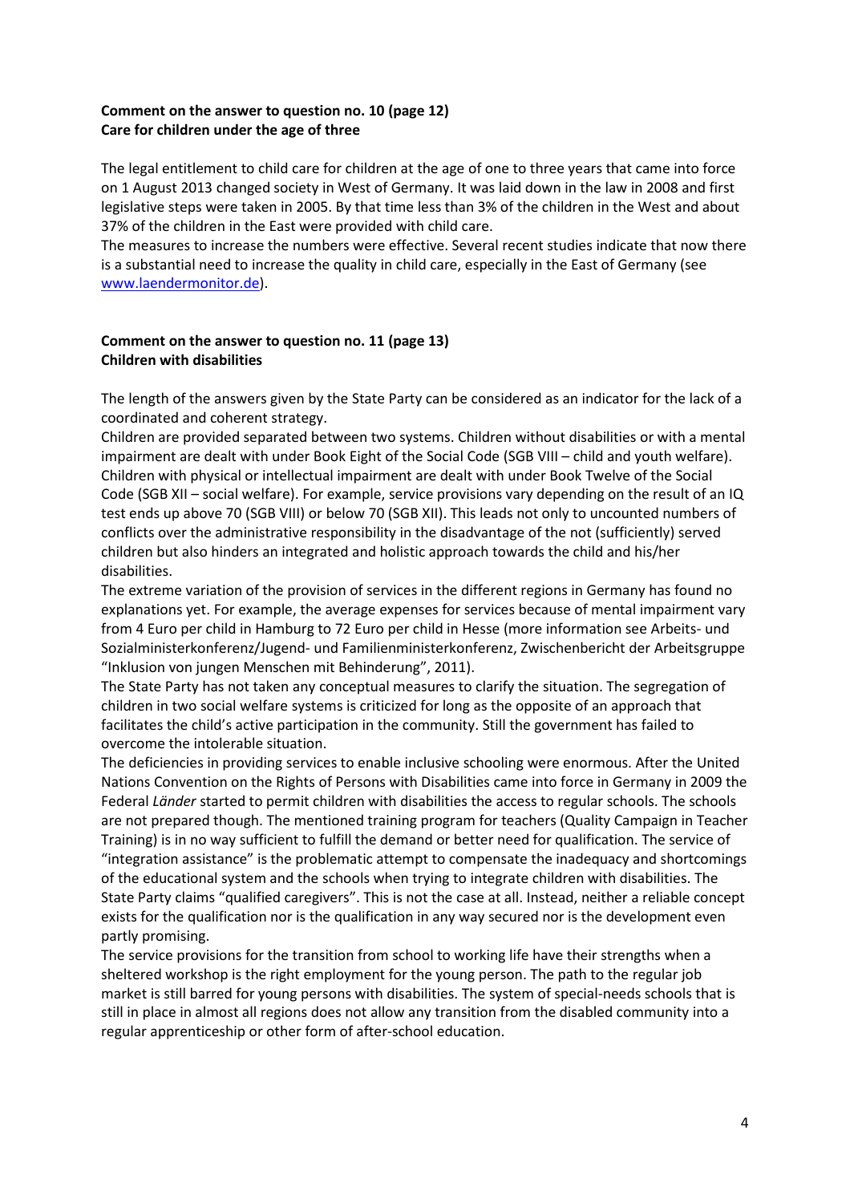**Comment on the answer to question no. 10 (page 12)**
**Care for children under the age of three**

The legal entitlement to child care for children at the age of one to three years that came into force on 1 August 2013 changed society in West of Germany. It was laid down in the law in 2008 and first legislative steps were taken in 2005. By that time less than 3% of the children in the West and about 37% of the children in the East were provided with child care.
The measures to increase the numbers were effective. Several recent studies indicate that now there is a substantial need to increase the quality in child care, especially in the East of Germany (see [www.laendermonitor.de](www.laendermonitor.de)).

**Comment on the answer to question no. 11 (page 13)**
**Children with disabilities**

The length of the answers given by the State Party can be considered as an indicator for the lack of a coordinated and coherent strategy.
Children are provided separated between two systems. Children without disabilities or with a mental impairment are dealt with under Book Eight of the Social Code (SGB VIII – child and youth welfare). Children with physical or intellectual impairment are dealt with under Book Twelve of the Social Code (SGB XII – social welfare). For example, service provisions vary depending on the result of an IQ test ends up above 70 (SGB VIII) or below 70 (SGB XII). This leads not only to uncounted numbers of conflicts over the administrative responsibility in the disadvantage of the not (sufficiently) served children but also hinders an integrated and holistic approach towards the child and his/her disabilities.
The extreme variation of the provision of services in the different regions in Germany has found no explanations yet. For example, the average expenses for services because of mental impairment vary from 4 Euro per child in Hamburg to 72 Euro per child in Hesse (more information see Arbeits- und Sozialministerkonferenz/Jugend- und Familienministerkonferenz, Zwischenbericht der Arbeitsgruppe "Inklusion von jungen Menschen mit Behinderung", 2011).
The State Party has not taken any conceptual measures to clarify the situation. The segregation of children in two social welfare systems is criticized for long as the opposite of an approach that facilitates the child's active participation in the community. Still the government has failed to overcome the intolerable situation.
The deficiencies in providing services to enable inclusive schooling were enormous. After the United Nations Convention on the Rights of Persons with Disabilities came into force in Germany in 2009 the Federal *Länder* started to permit children with disabilities the access to regular schools. The schools are not prepared though. The mentioned training program for teachers (Quality Campaign in Teacher Training) is in no way sufficient to fulfill the demand or better need for qualification. The service of "integration assistance" is the problematic attempt to compensate the inadequacy and shortcomings of the educational system and the schools when trying to integrate children with disabilities. The State Party claims "qualified caregivers". This is not the case at all. Instead, neither a reliable concept exists for the qualification nor is the qualification in any way secured nor is the development even partly promising.
The service provisions for the transition from school to working life have their strengths when a sheltered workshop is the right employment for the young person. The path to the regular job market is still barred for young persons with disabilities. The system of special-needs schools that is still in place in almost all regions does not allow any transition from the disabled community into a regular apprenticeship or other form of after-school education.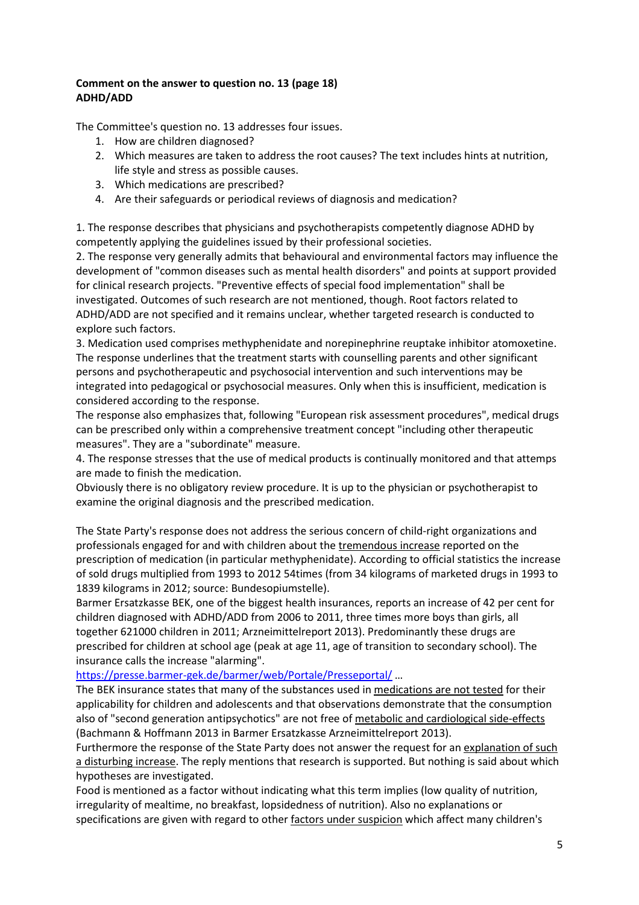**Comment on the answer to question no. 13 (page 18)**
**ADHD/ADD**

The Committee's question no. 13 addresses four issues.

1. How are children diagnosed?
2. Which measures are taken to address the root causes? The text includes hints at nutrition, life style and stress as possible causes.
3. Which medications are prescribed?
4. Are their safeguards or periodical reviews of diagnosis and medication?

1. The response describes that physicians and psychotherapists competently diagnose ADHD by competently applying the guidelines issued by their professional societies.
2. The response very generally admits that behavioural and environmental factors may influence the development of "common diseases such as mental health disorders" and points at support provided for clinical research projects. "Preventive effects of special food implementation" shall be investigated. Outcomes of such research are not mentioned, though. Root factors related to ADHD/ADD are not specified and it remains unclear, whether targeted research is conducted to explore such factors.
3. Medication used comprises methyphenidate and norepinephrine reuptake inhibitor atomoxetine. The response underlines that the treatment starts with counselling parents and other significant persons and psychotherapeutic and psychosocial intervention and such interventions may be integrated into pedagogical or psychosocial measures. Only when this is insufficient, medication is considered according to the response.
The response also emphasizes that, following "European risk assessment procedures", medical drugs can be prescribed only within a comprehensive treatment concept "including other therapeutic measures". They are a "subordinate" measure.
4. The response stresses that the use of medical products is continually monitored and that attemps are made to finish the medication.
Obviously there is no obligatory review procedure. It is up to the physician or psychotherapist to examine the original diagnosis and the prescribed medication.

The State Party's response does not address the serious concern of child-right organizations and professionals engaged for and with children about the tremendous increase reported on the prescription of medication (in particular methyphenidate). According to official statistics the increase of sold drugs multiplied from 1993 to 2012 54times (from 34 kilograms of marketed drugs in 1993 to 1839 kilograms in 2012; source: Bundesopiumstelle).
Barmer Ersatzkasse BEK, one of the biggest health insurances, reports an increase of 42 per cent for children diagnosed with ADHD/ADD from 2006 to 2011, three times more boys than girls, all together 621000 children in 2011; Arzneimittelreport 2013). Predominantly these drugs are prescribed for children at school age (peak at age 11, age of transition to secondary school). The insurance calls the increase "alarming".
https://presse.barmer-gek.de/barmer/web/Portale/Presseportal/ …
The BEK insurance states that many of the substances used in medications are not tested for their applicability for children and adolescents and that observations demonstrate that the consumption also of "second generation antipsychotics" are not free of metabolic and cardiological side-effects (Bachmann & Hoffmann 2013 in Barmer Ersatzkasse Arzneimittelreport 2013).
Furthermore the response of the State Party does not answer the request for an explanation of such a disturbing increase. The reply mentions that research is supported. But nothing is said about which hypotheses are investigated.
Food is mentioned as a factor without indicating what this term implies (low quality of nutrition, irregularity of mealtime, no breakfast, lopsidedness of nutrition). Also no explanations or specifications are given with regard to other factors under suspicion which affect many children's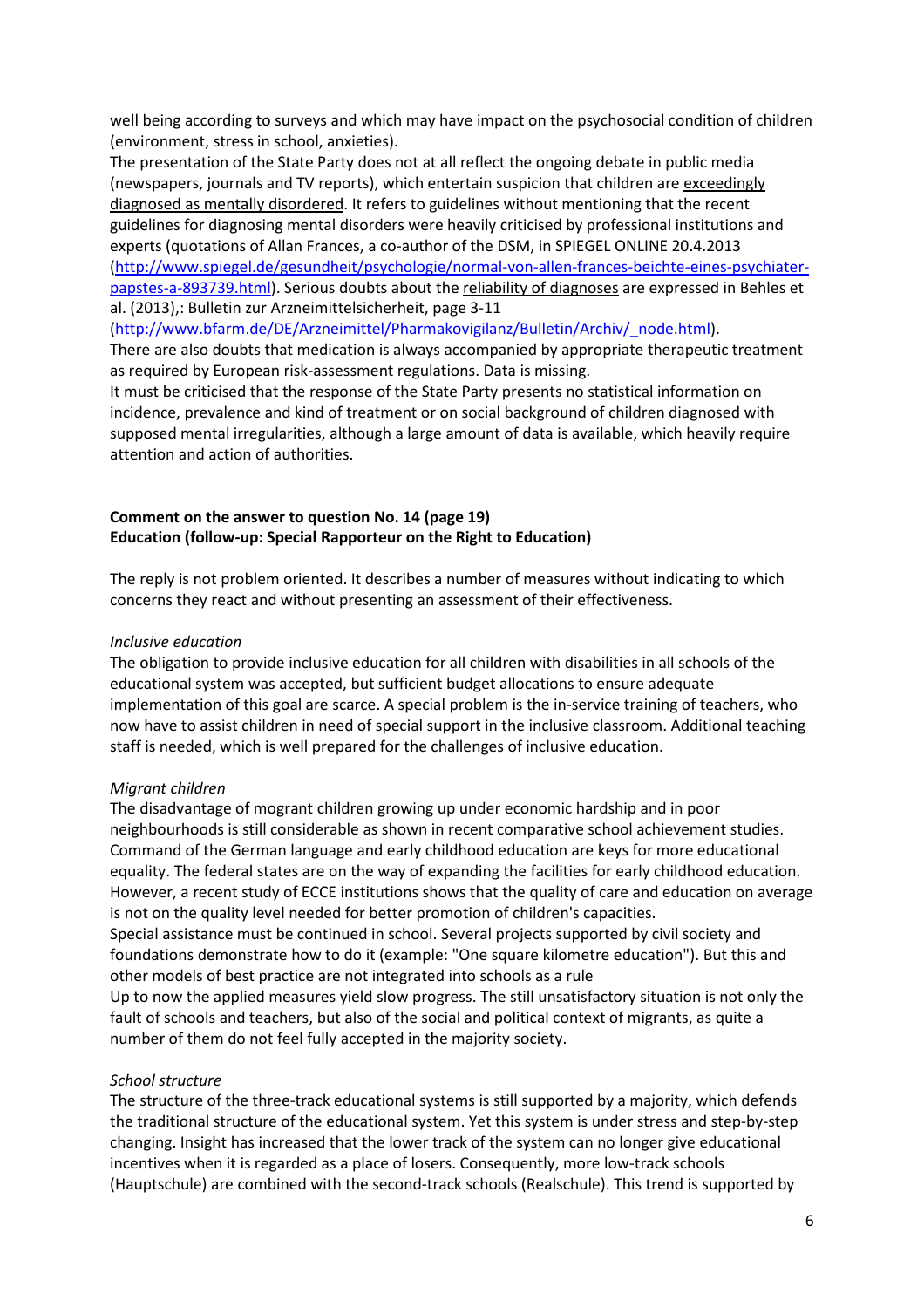well being according to surveys and which may have impact on the psychosocial condition of children (environment, stress in school, anxieties).

The presentation of the State Party does not at all reflect the ongoing debate in public media (newspapers, journals and TV reports), which entertain suspicion that children are exceedingly diagnosed as mentally disordered. It refers to guidelines without mentioning that the recent guidelines for diagnosing mental disorders were heavily criticised by professional institutions and experts (quotations of Allan Frances, a co-author of the DSM, in SPIEGEL ONLINE 20.4.2013 (http://www.spiegel.de/gesundheit/psychologie/normal-von-allen-frances-beichte-eines-psychiater-papstes-a-893739.html). Serious doubts about the reliability of diagnoses are expressed in Behles et al. (2013),: Bulletin zur Arzneimittelsicherheit, page 3-11 (http://www.bfarm.de/DE/Arzneimittel/Pharmakovigilanz/Bulletin/Archiv/_node.html).

There are also doubts that medication is always accompanied by appropriate therapeutic treatment as required by European risk-assessment regulations. Data is missing.

It must be criticised that the response of the State Party presents no statistical information on incidence, prevalence and kind of treatment or on social background of children diagnosed with supposed mental irregularities, although a large amount of data is available, which heavily require attention and action of authorities.

**Comment on the answer to question No. 14 (page 19)**
**Education (follow-up: Special Rapporteur on the Right to Education)**

The reply is not problem oriented. It describes a number of measures without indicating to which concerns they react and without presenting an assessment of their effectiveness.

*Inclusive education*

The obligation to provide inclusive education for all children with disabilities in all schools of the educational system was accepted, but sufficient budget allocations to ensure adequate implementation of this goal are scarce. A special problem is the in-service training of teachers, who now have to assist children in need of special support in the inclusive classroom. Additional teaching staff is needed, which is well prepared for the challenges of inclusive education.

*Migrant children*

The disadvantage of mogrant children growing up under economic hardship and in poor neighbourhoods is still considerable as shown in recent comparative school achievement studies. Command of the German language and early childhood education are keys for more educational equality. The federal states are on the way of expanding the facilities for early childhood education. However, a recent study of ECCE institutions shows that the quality of care and education on average is not on the quality level needed for better promotion of children's capacities.

Special assistance must be continued in school. Several projects supported by civil society and foundations demonstrate how to do it (example: "One square kilometre education"). But this and other models of best practice are not integrated into schools as a rule

Up to now the applied measures yield slow progress. The still unsatisfactory situation is not only the fault of schools and teachers, but also of the social and political context of migrants, as quite a number of them do not feel fully accepted in the majority society.

*School structure*

The structure of the three-track educational systems is still supported by a majority, which defends the traditional structure of the educational system. Yet this system is under stress and step-by-step changing. Insight has increased that the lower track of the system can no longer give educational incentives when it is regarded as a place of losers. Consequently, more low-track schools (Hauptschule) are combined with the second-track schools (Realschule). This trend is supported by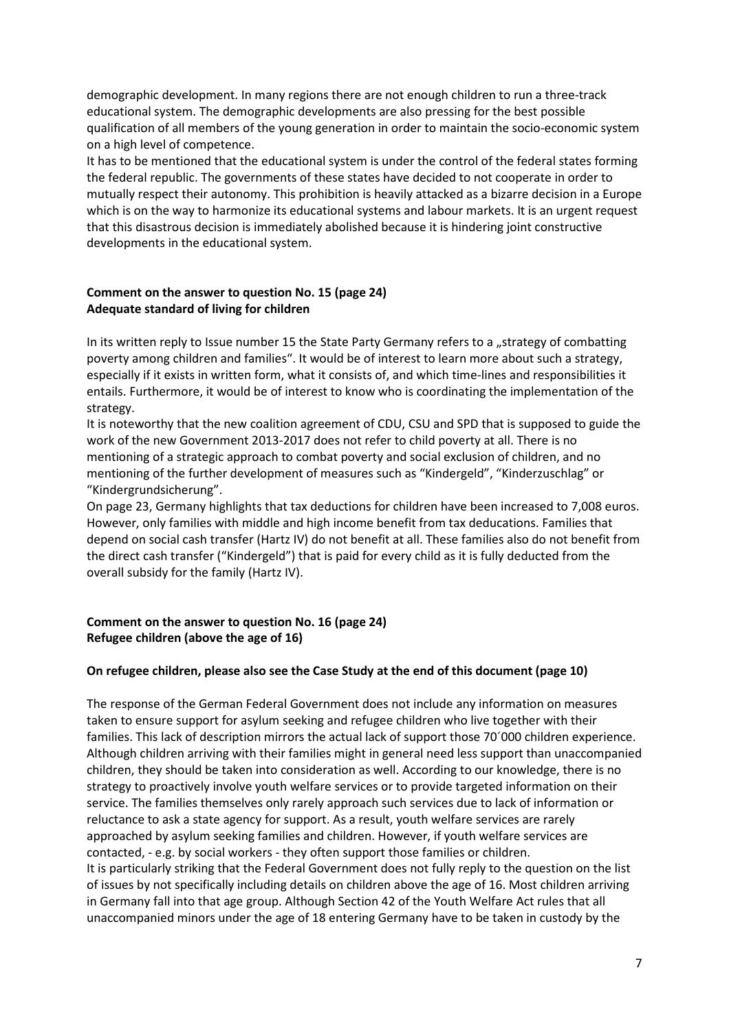demographic development. In many regions there are not enough children to run a three-track educational system. The demographic developments are also pressing for the best possible qualification of all members of the young generation in order to maintain the socio-economic system on a high level of competence.

It has to be mentioned that the educational system is under the control of the federal states forming the federal republic. The governments of these states have decided to not cooperate in order to mutually respect their autonomy. This prohibition is heavily attacked as a bizarre decision in a Europe which is on the way to harmonize its educational systems and labour markets. It is an urgent request that this disastrous decision is immediately abolished because it is hindering joint constructive developments in the educational system.

**Comment on the answer to question No. 15 (page 24)**
**Adequate standard of living for children**

In its written reply to Issue number 15 the State Party Germany refers to a „strategy of combatting poverty among children and families". It would be of interest to learn more about such a strategy, especially if it exists in written form, what it consists of, and which time-lines and responsibilities it entails. Furthermore, it would be of interest to know who is coordinating the implementation of the strategy.

It is noteworthy that the new coalition agreement of CDU, CSU and SPD that is supposed to guide the work of the new Government 2013-2017 does not refer to child poverty at all. There is no mentioning of a strategic approach to combat poverty and social exclusion of children, and no mentioning of the further development of measures such as "Kindergeld", "Kinderzuschlag" or "Kindergrundsicherung".

On page 23, Germany highlights that tax deductions for children have been increased to 7,008 euros. However, only families with middle and high income benefit from tax deducations. Families that depend on social cash transfer (Hartz IV) do not benefit at all. These families also do not benefit from the direct cash transfer ("Kindergeld") that is paid for every child as it is fully deducted from the overall subsidy for the family (Hartz IV).

**Comment on the answer to question No. 16 (page 24)**
**Refugee children (above the age of 16)**

**On refugee children, please also see the Case Study at the end of this document (page 10)**

The response of the German Federal Government does not include any information on measures taken to ensure support for asylum seeking and refugee children who live together with their families. This lack of description mirrors the actual lack of support those 70´000 children experience. Although children arriving with their families might in general need less support than unaccompanied children, they should be taken into consideration as well. According to our knowledge, there is no strategy to proactively involve youth welfare services or to provide targeted information on their service. The families themselves only rarely approach such services due to lack of information or reluctance to ask a state agency for support. As a result, youth welfare services are rarely approached by asylum seeking families and children. However, if youth welfare services are contacted, - e.g. by social workers - they often support those families or children.

It is particularly striking that the Federal Government does not fully reply to the question on the list of issues by not specifically including details on children above the age of 16. Most children arriving in Germany fall into that age group. Although Section 42 of the Youth Welfare Act rules that all unaccompanied minors under the age of 18 entering Germany have to be taken in custody by the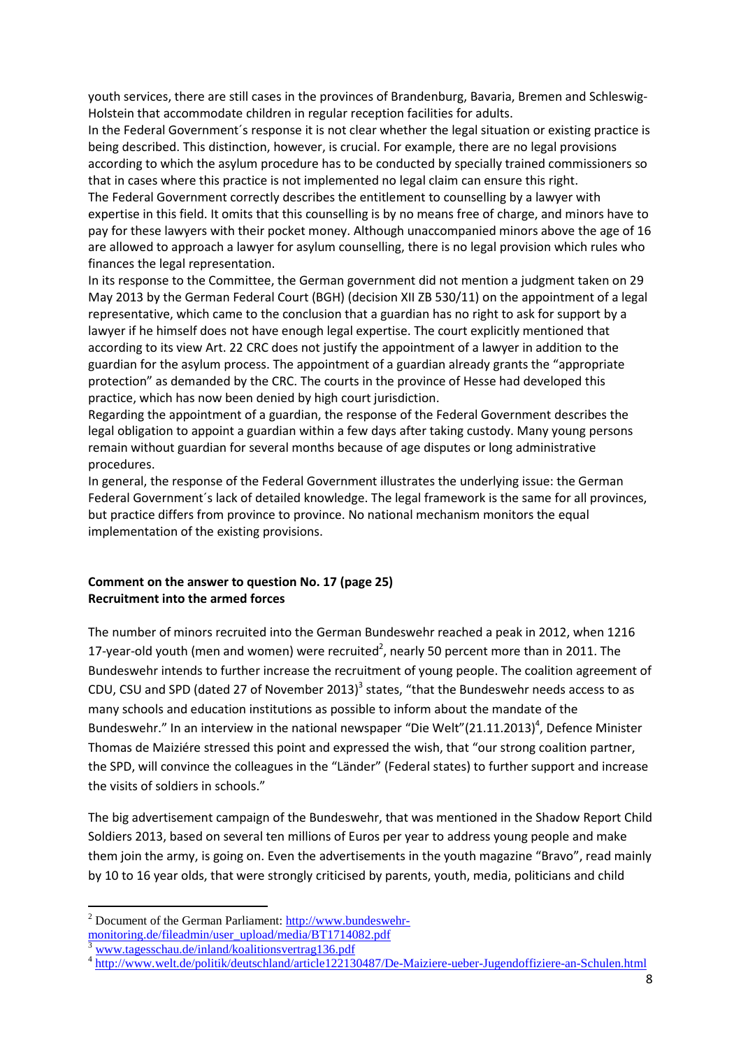youth services, there are still cases in the provinces of Brandenburg, Bavaria, Bremen and Schleswig-Holstein that accommodate children in regular reception facilities for adults.

In the Federal Government´s response it is not clear whether the legal situation or existing practice is being described. This distinction, however, is crucial. For example, there are no legal provisions according to which the asylum procedure has to be conducted by specially trained commissioners so that in cases where this practice is not implemented no legal claim can ensure this right.

The Federal Government correctly describes the entitlement to counselling by a lawyer with expertise in this field. It omits that this counselling is by no means free of charge, and minors have to pay for these lawyers with their pocket money. Although unaccompanied minors above the age of 16 are allowed to approach a lawyer for asylum counselling, there is no legal provision which rules who finances the legal representation.

In its response to the Committee, the German government did not mention a judgment taken on 29 May 2013 by the German Federal Court (BGH) (decision XII ZB 530/11) on the appointment of a legal representative, which came to the conclusion that a guardian has no right to ask for support by a lawyer if he himself does not have enough legal expertise. The court explicitly mentioned that according to its view Art. 22 CRC does not justify the appointment of a lawyer in addition to the guardian for the asylum process. The appointment of a guardian already grants the "appropriate protection" as demanded by the CRC. The courts in the province of Hesse had developed this practice, which has now been denied by high court jurisdiction.

Regarding the appointment of a guardian, the response of the Federal Government describes the legal obligation to appoint a guardian within a few days after taking custody. Many young persons remain without guardian for several months because of age disputes or long administrative procedures.

In general, the response of the Federal Government illustrates the underlying issue: the German Federal Government´s lack of detailed knowledge. The legal framework is the same for all provinces, but practice differs from province to province. No national mechanism monitors the equal implementation of the existing provisions.

**Comment on the answer to question No. 17 (page 25)**
**Recruitment into the armed forces**

The number of minors recruited into the German Bundeswehr reached a peak in 2012, when 1216 17-year-old youth (men and women) were recruited[2], nearly 50 percent more than in 2011. The Bundeswehr intends to further increase the recruitment of young people. The coalition agreement of CDU, CSU and SPD (dated 27 of November 2013)[3] states, "that the Bundeswehr needs access to as many schools and education institutions as possible to inform about the mandate of the Bundeswehr." In an interview in the national newspaper "Die Welt"(21.11.2013)[4], Defence Minister Thomas de Maiziére stressed this point and expressed the wish, that "our strong coalition partner, the SPD, will convince the colleagues in the "Länder" (Federal states) to further support and increase the visits of soldiers in schools."

The big advertisement campaign of the Bundeswehr, that was mentioned in the Shadow Report Child Soldiers 2013, based on several ten millions of Euros per year to address young people and make them join the army, is going on. Even the advertisements in the youth magazine "Bravo", read mainly by 10 to 16 year olds, that were strongly criticised by parents, youth, media, politicians and child

---

[2] Document of the German Parliament: http://www.bundeswehr-monitoring.de/fileadmin/user_upload/media/BT1714082.pdf

[3] www.tagesschau.de/inland/koalitionsvertrag136.pdf

[4] http://www.welt.de/politik/deutschland/article122130487/De-Maiziere-ueber-Jugendoffiziere-an-Schulen.html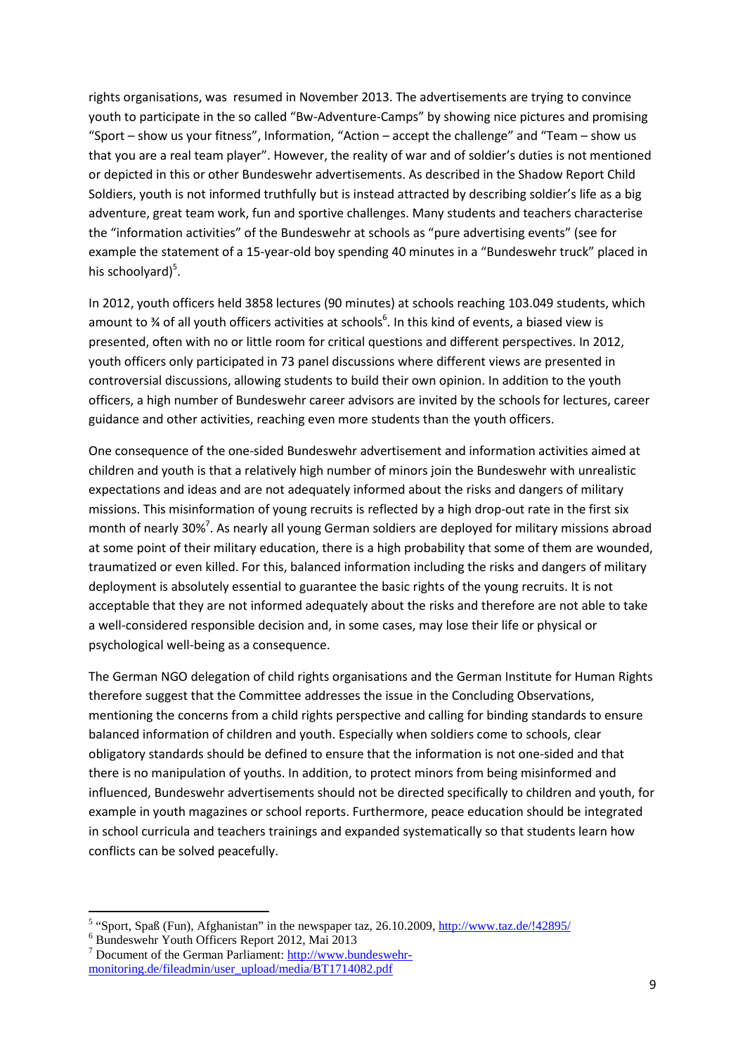rights organisations, was resumed in November 2013. The advertisements are trying to convince youth to participate in the so called "Bw-Adventure-Camps" by showing nice pictures and promising "Sport – show us your fitness", Information, "Action – accept the challenge" and "Team – show us that you are a real team player". However, the reality of war and of soldier's duties is not mentioned or depicted in this or other Bundeswehr advertisements. As described in the Shadow Report Child Soldiers, youth is not informed truthfully but is instead attracted by describing soldier's life as a big adventure, great team work, fun and sportive challenges. Many students and teachers characterise the "information activities" of the Bundeswehr at schools as "pure advertising events" (see for example the statement of a 15-year-old boy spending 40 minutes in a "Bundeswehr truck" placed in his schoolyard)[5].

In 2012, youth officers held 3858 lectures (90 minutes) at schools reaching 103.049 students, which amount to ¾ of all youth officers activities at schools[6]. In this kind of events, a biased view is presented, often with no or little room for critical questions and different perspectives. In 2012, youth officers only participated in 73 panel discussions where different views are presented in controversial discussions, allowing students to build their own opinion. In addition to the youth officers, a high number of Bundeswehr career advisors are invited by the schools for lectures, career guidance and other activities, reaching even more students than the youth officers.

One consequence of the one-sided Bundeswehr advertisement and information activities aimed at children and youth is that a relatively high number of minors join the Bundeswehr with unrealistic expectations and ideas and are not adequately informed about the risks and dangers of military missions. This misinformation of young recruits is reflected by a high drop-out rate in the first six month of nearly 30%[7]. As nearly all young German soldiers are deployed for military missions abroad at some point of their military education, there is a high probability that some of them are wounded, traumatized or even killed. For this, balanced information including the risks and dangers of military deployment is absolutely essential to guarantee the basic rights of the young recruits. It is not acceptable that they are not informed adequately about the risks and therefore are not able to take a well-considered responsible decision and, in some cases, may lose their life or physical or psychological well-being as a consequence.

The German NGO delegation of child rights organisations and the German Institute for Human Rights therefore suggest that the Committee addresses the issue in the Concluding Observations, mentioning the concerns from a child rights perspective and calling for binding standards to ensure balanced information of children and youth. Especially when soldiers come to schools, clear obligatory standards should be defined to ensure that the information is not one-sided and that there is no manipulation of youths. In addition, to protect minors from being misinformed and influenced, Bundeswehr advertisements should not be directed specifically to children and youth, for example in youth magazines or school reports. Furthermore, peace education should be integrated in school curricula and teachers trainings and expanded systematically so that students learn how conflicts can be solved peacefully.

---

[5] "Sport, Spaß (Fun), Afghanistan" in the newspaper taz, 26.10.2009, http://www.taz.de/!42895/

[6] Bundeswehr Youth Officers Report 2012, Mai 2013

[7] Document of the German Parliament: http://www.bundeswehr-monitoring.de/fileadmin/user_upload/media/BT1714082.pdf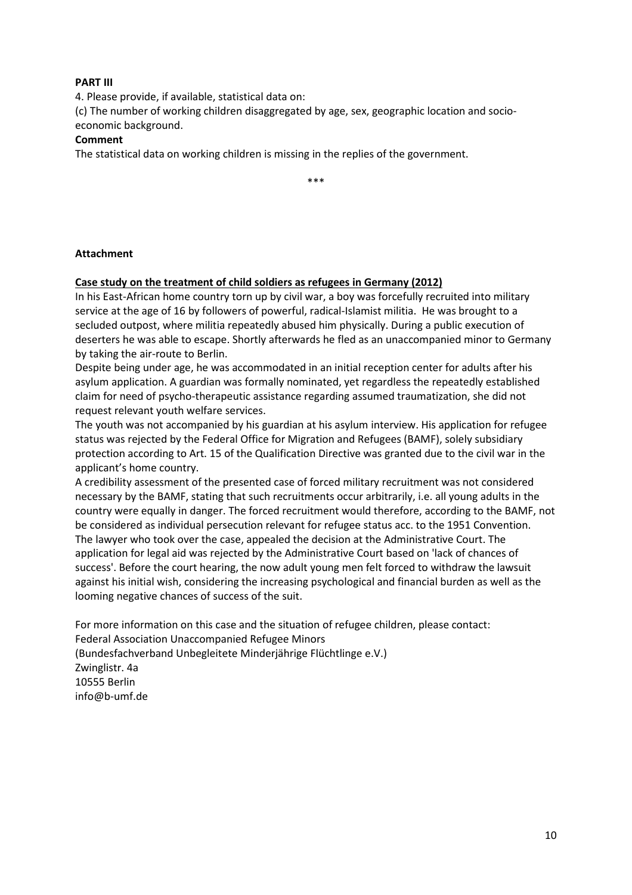**PART III**

4. Please provide, if available, statistical data on:

(c) The number of working children disaggregated by age, sex, geographic location and socio-economic background.

**Comment**

The statistical data on working children is missing in the replies of the government.

\*\*\*

**Attachment**

**Case study on the treatment of child soldiers as refugees in Germany (2012)**

In his East-African home country torn up by civil war, a boy was forcefully recruited into military service at the age of 16 by followers of powerful, radical-Islamist militia. He was brought to a secluded outpost, where militia repeatedly abused him physically. During a public execution of deserters he was able to escape. Shortly afterwards he fled as an unaccompanied minor to Germany by taking the air-route to Berlin.

Despite being under age, he was accommodated in an initial reception center for adults after his asylum application. A guardian was formally nominated, yet regardless the repeatedly established claim for need of psycho-therapeutic assistance regarding assumed traumatization, she did not request relevant youth welfare services.

The youth was not accompanied by his guardian at his asylum interview. His application for refugee status was rejected by the Federal Office for Migration and Refugees (BAMF), solely subsidiary protection according to Art. 15 of the Qualification Directive was granted due to the civil war in the applicant's home country.

A credibility assessment of the presented case of forced military recruitment was not considered necessary by the BAMF, stating that such recruitments occur arbitrarily, i.e. all young adults in the country were equally in danger. The forced recruitment would therefore, according to the BAMF, not be considered as individual persecution relevant for refugee status acc. to the 1951 Convention.

The lawyer who took over the case, appealed the decision at the Administrative Court. The application for legal aid was rejected by the Administrative Court based on 'lack of chances of success'. Before the court hearing, the now adult young men felt forced to withdraw the lawsuit against his initial wish, considering the increasing psychological and financial burden as well as the looming negative chances of success of the suit.

For more information on this case and the situation of refugee children, please contact:
Federal Association Unaccompanied Refugee Minors
(Bundesfachverband Unbegleitete Minderjährige Flüchtlinge e.V.)
Zwinglistr. 4a
10555 Berlin
info@b-umf.de